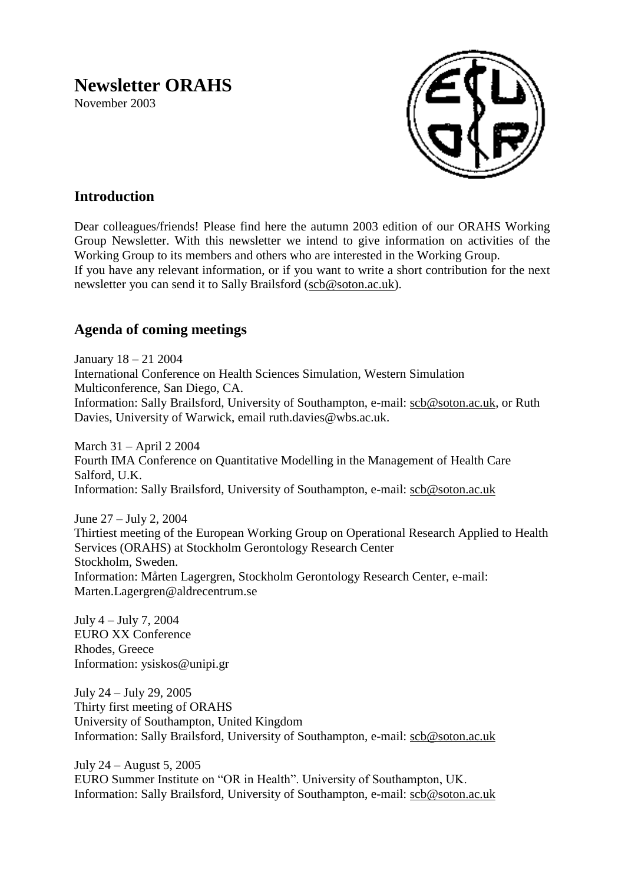# Newsletter ORAHS

November 2003

## Introduction

Dear colleagues/friends! Please find here the autumn 2003 edition of our ORAHS Working Group Newsletter. With this newsletter we intend to give information on activities of the Working Group to its members and others who are interested in the Working Group.
If you have any relevant information, or if you want to write a short contribution for the next newsletter you can send it to Sally Brailsford (scb@soton.ac.uk).

## Agenda of coming meetings

January 18 – 21 2004
International Conference on Health Sciences Simulation, Western Simulation Multiconference, San Diego, CA.
Information: Sally Brailsford, University of Southampton, e-mail: scb@soton.ac.uk, or Ruth Davies, University of Warwick, email ruth.davies@wbs.ac.uk.

March 31 – April 2 2004
Fourth IMA Conference on Quantitative Modelling in the Management of Health Care Salford, U.K.
Information: Sally Brailsford, University of Southampton, e-mail: scb@soton.ac.uk

June 27 – July 2, 2004
Thirtiest meeting of the European Working Group on Operational Research Applied to Health Services (ORAHS) at Stockholm Gerontology Research Center
Stockholm, Sweden.
Information: Mårten Lagergren, Stockholm Gerontology Research Center, e-mail: Marten.Lagergren@aldrecentrum.se

July 4 – July 7, 2004
EURO XX Conference
Rhodes, Greece
Information: ysiskos@unipi.gr

July 24 – July 29, 2005
Thirty first meeting of ORAHS
University of Southampton, United Kingdom
Information: Sally Brailsford, University of Southampton, e-mail: scb@soton.ac.uk

July 24 – August 5, 2005
EURO Summer Institute on "OR in Health". University of Southampton, UK.
Information: Sally Brailsford, University of Southampton, e-mail: scb@soton.ac.uk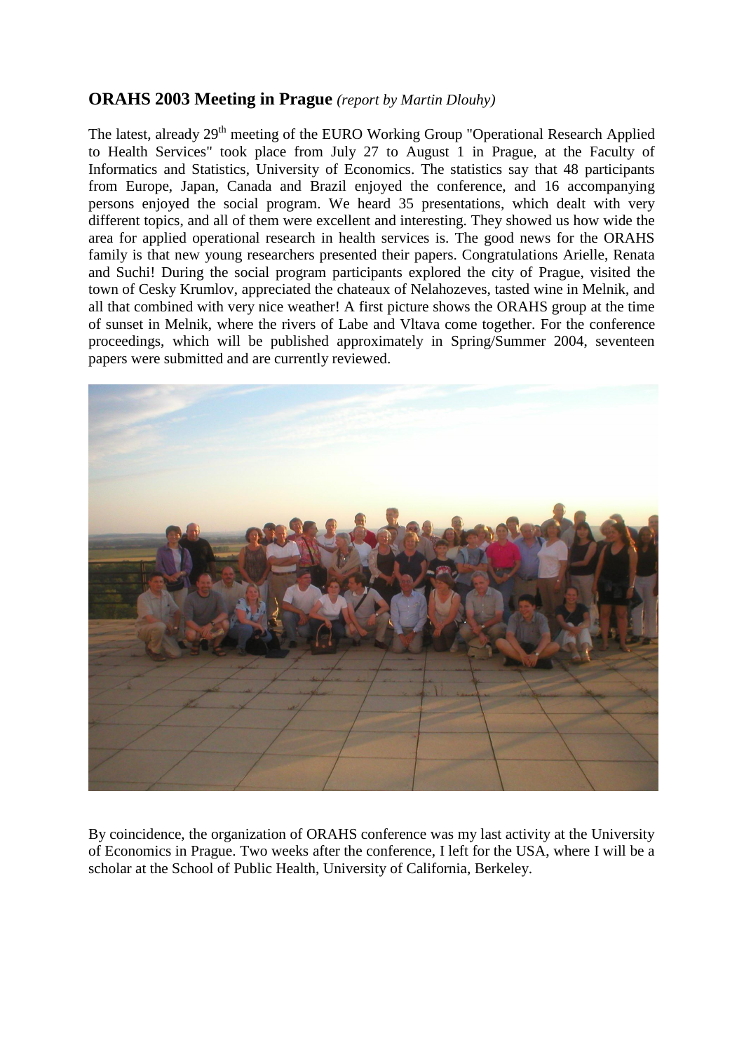## **ORAHS 2003 Meeting in Prague** *(report by Martin Dlouhy)*

The latest, already 29th meeting of the EURO Working Group "Operational Research Applied to Health Services" took place from July 27 to August 1 in Prague, at the Faculty of Informatics and Statistics, University of Economics. The statistics say that 48 participants from Europe, Japan, Canada and Brazil enjoyed the conference, and 16 accompanying persons enjoyed the social program. We heard 35 presentations, which dealt with very different topics, and all of them were excellent and interesting. They showed us how wide the area for applied operational research in health services is. The good news for the ORAHS family is that new young researchers presented their papers. Congratulations Arielle, Renata and Suchi! During the social program participants explored the city of Prague, visited the town of Cesky Krumlov, appreciated the chateaux of Nelahozeves, tasted wine in Melnik, and all that combined with very nice weather! A first picture shows the ORAHS group at the time of sunset in Melnik, where the rivers of Labe and Vltava come together. For the conference proceedings, which will be published approximately in Spring/Summer 2004, seventeen papers were submitted and are currently reviewed.

By coincidence, the organization of ORAHS conference was my last activity at the University of Economics in Prague. Two weeks after the conference, I left for the USA, where I will be a scholar at the School of Public Health, University of California, Berkeley.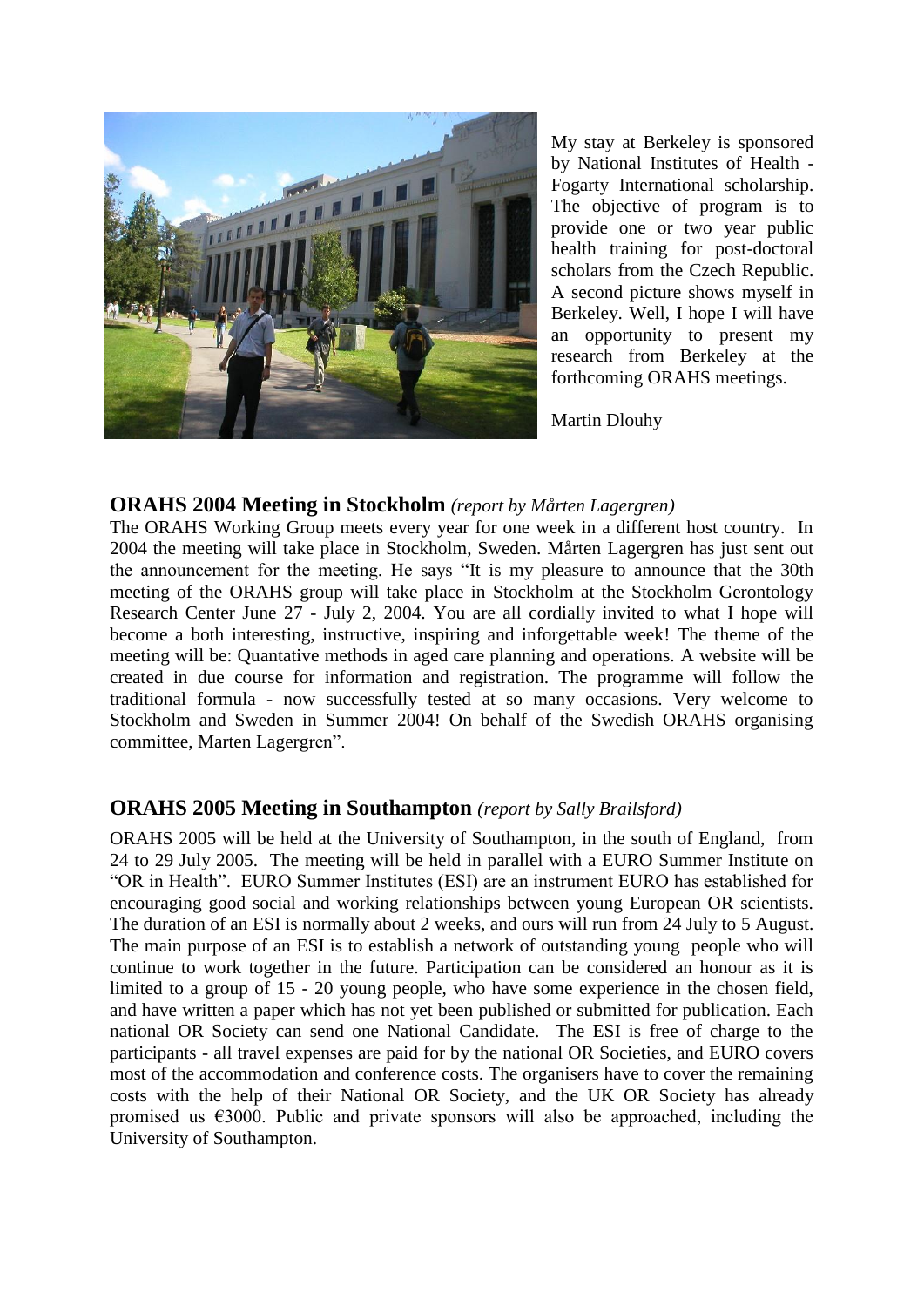My stay at Berkeley is sponsored by National Institutes of Health - Fogarty International scholarship. The objective of program is to provide one or two year public health training for post-doctoral scholars from the Czech Republic. A second picture shows myself in Berkeley. Well, I hope I will have an opportunity to present my research from Berkeley at the forthcoming ORAHS meetings.

Martin Dlouhy

## ORAHS 2004 Meeting in Stockholm *(report by Mårten Lagergren)*

The ORAHS Working Group meets every year for one week in a different host country. In 2004 the meeting will take place in Stockholm, Sweden. Mårten Lagergren has just sent out the announcement for the meeting. He says "It is my pleasure to announce that the 30th meeting of the ORAHS group will take place in Stockholm at the Stockholm Gerontology Research Center June 27 - July 2, 2004. You are all cordially invited to what I hope will become a both interesting, instructive, inspiring and inforgettable week! The theme of the meeting will be: Quantative methods in aged care planning and operations. A website will be created in due course for information and registration. The programme will follow the traditional formula - now successfully tested at so many occasions. Very welcome to Stockholm and Sweden in Summer 2004! On behalf of the Swedish ORAHS organising committee, Marten Lagergren".

## ORAHS 2005 Meeting in Southampton *(report by Sally Brailsford)*

ORAHS 2005 will be held at the University of Southampton, in the south of England, from 24 to 29 July 2005. The meeting will be held in parallel with a EURO Summer Institute on "OR in Health". EURO Summer Institutes (ESI) are an instrument EURO has established for encouraging good social and working relationships between young European OR scientists. The duration of an ESI is normally about 2 weeks, and ours will run from 24 July to 5 August. The main purpose of an ESI is to establish a network of outstanding young people who will continue to work together in the future. Participation can be considered an honour as it is limited to a group of 15 - 20 young people, who have some experience in the chosen field, and have written a paper which has not yet been published or submitted for publication. Each national OR Society can send one National Candidate. The ESI is free of charge to the participants - all travel expenses are paid for by the national OR Societies, and EURO covers most of the accommodation and conference costs. The organisers have to cover the remaining costs with the help of their National OR Society, and the UK OR Society has already promised us €3000. Public and private sponsors will also be approached, including the University of Southampton.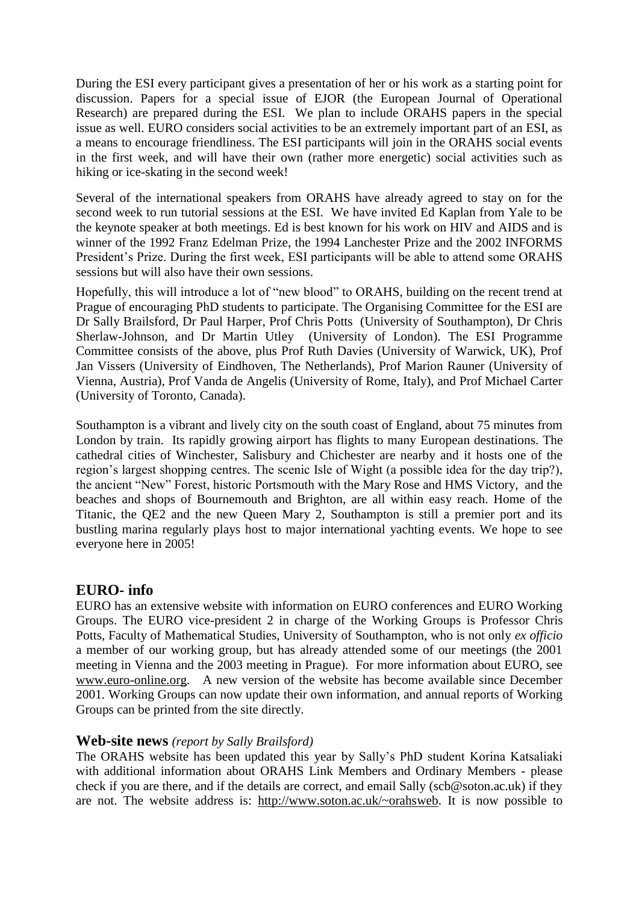During the ESI every participant gives a presentation of her or his work as a starting point for discussion. Papers for a special issue of EJOR (the European Journal of Operational Research) are prepared during the ESI. We plan to include ORAHS papers in the special issue as well. EURO considers social activities to be an extremely important part of an ESI, as a means to encourage friendliness. The ESI participants will join in the ORAHS social events in the first week, and will have their own (rather more energetic) social activities such as hiking or ice-skating in the second week!

Several of the international speakers from ORAHS have already agreed to stay on for the second week to run tutorial sessions at the ESI. We have invited Ed Kaplan from Yale to be the keynote speaker at both meetings. Ed is best known for his work on HIV and AIDS and is winner of the 1992 Franz Edelman Prize, the 1994 Lanchester Prize and the 2002 INFORMS President's Prize. During the first week, ESI participants will be able to attend some ORAHS sessions but will also have their own sessions.

Hopefully, this will introduce a lot of "new blood" to ORAHS, building on the recent trend at Prague of encouraging PhD students to participate. The Organising Committee for the ESI are Dr Sally Brailsford, Dr Paul Harper, Prof Chris Potts (University of Southampton), Dr Chris Sherlaw-Johnson, and Dr Martin Utley (University of London). The ESI Programme Committee consists of the above, plus Prof Ruth Davies (University of Warwick, UK), Prof Jan Vissers (University of Eindhoven, The Netherlands), Prof Marion Rauner (University of Vienna, Austria), Prof Vanda de Angelis (University of Rome, Italy), and Prof Michael Carter (University of Toronto, Canada).

Southampton is a vibrant and lively city on the south coast of England, about 75 minutes from London by train. Its rapidly growing airport has flights to many European destinations. The cathedral cities of Winchester, Salisbury and Chichester are nearby and it hosts one of the region's largest shopping centres. The scenic Isle of Wight (a possible idea for the day trip?), the ancient "New" Forest, historic Portsmouth with the Mary Rose and HMS Victory, and the beaches and shops of Bournemouth and Brighton, are all within easy reach. Home of the Titanic, the QE2 and the new Queen Mary 2, Southampton is still a premier port and its bustling marina regularly plays host to major international yachting events. We hope to see everyone here in 2005!

## EURO- info

EURO has an extensive website with information on EURO conferences and EURO Working Groups. The EURO vice-president 2 in charge of the Working Groups is Professor Chris Potts, Faculty of Mathematical Studies, University of Southampton, who is not only *ex officio* a member of our working group, but has already attended some of our meetings (the 2001 meeting in Vienna and the 2003 meeting in Prague). For more information about EURO, see www.euro-online.org. A new version of the website has become available since December 2001. Working Groups can now update their own information, and annual reports of Working Groups can be printed from the site directly.

## Web-site news *(report by Sally Brailsford)*

The ORAHS website has been updated this year by Sally's PhD student Korina Katsaliaki with additional information about ORAHS Link Members and Ordinary Members - please check if you are there, and if the details are correct, and email Sally (scb@soton.ac.uk) if they are not. The website address is: http://www.soton.ac.uk/~orahsweb. It is now possible to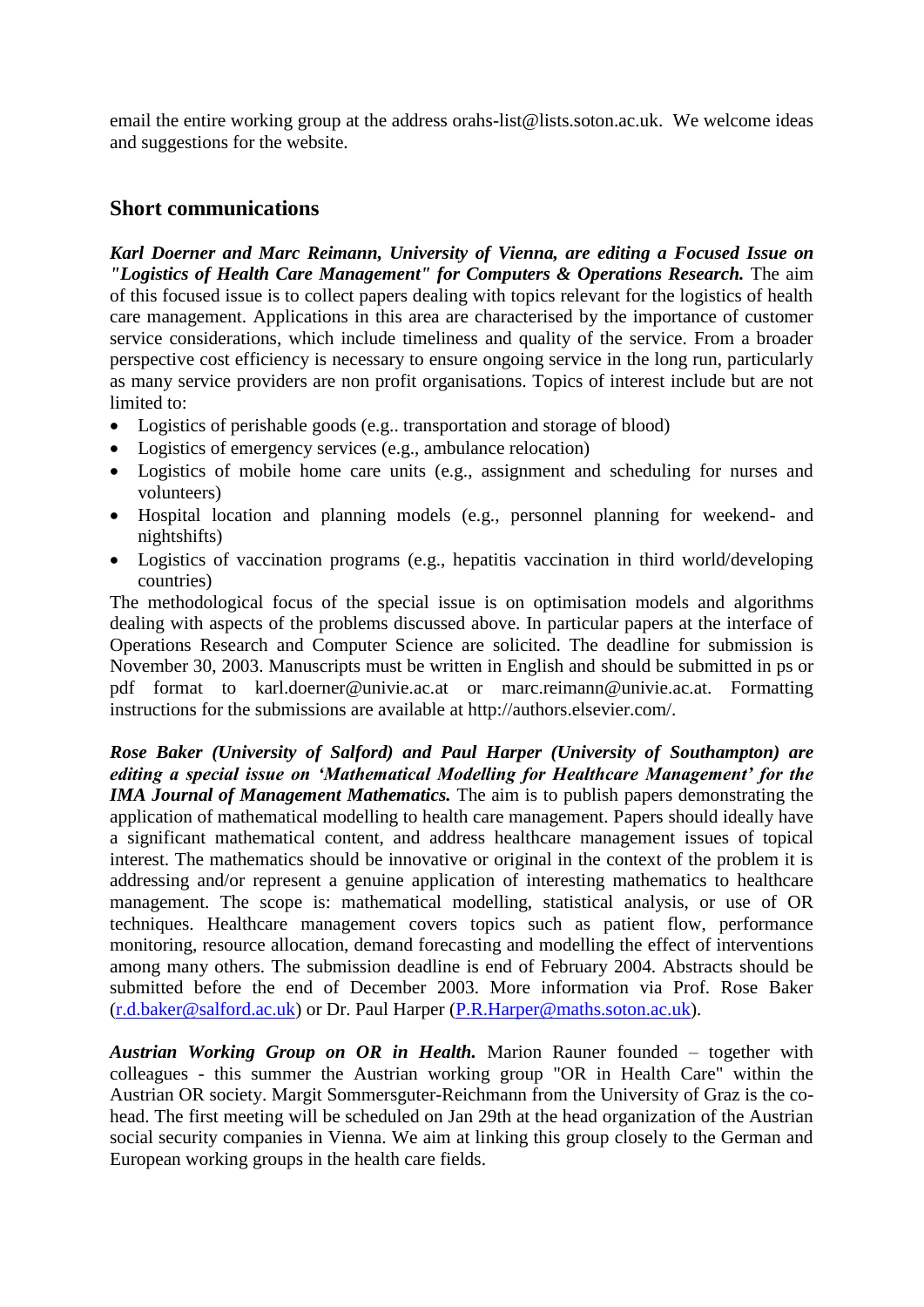email the entire working group at the address orahs-list@lists.soton.ac.uk. We welcome ideas and suggestions for the website.

## Short communications

***Karl Doerner and Marc Reimann, University of Vienna, are editing a Focused Issue on "Logistics of Health Care Management" for Computers & Operations Research.*** The aim of this focused issue is to collect papers dealing with topics relevant for the logistics of health care management. Applications in this area are characterised by the importance of customer service considerations, which include timeliness and quality of the service. From a broader perspective cost efficiency is necessary to ensure ongoing service in the long run, particularly as many service providers are non profit organisations. Topics of interest include but are not limited to:

- Logistics of perishable goods (e.g.. transportation and storage of blood)
- Logistics of emergency services (e.g., ambulance relocation)
- Logistics of mobile home care units (e.g., assignment and scheduling for nurses and volunteers)
- Hospital location and planning models (e.g., personnel planning for weekend- and nightshifts)
- Logistics of vaccination programs (e.g., hepatitis vaccination in third world/developing countries)

The methodological focus of the special issue is on optimisation models and algorithms dealing with aspects of the problems discussed above. In particular papers at the interface of Operations Research and Computer Science are solicited. The deadline for submission is November 30, 2003. Manuscripts must be written in English and should be submitted in ps or pdf format to karl.doerner@univie.ac.at or marc.reimann@univie.ac.at. Formatting instructions for the submissions are available at http://authors.elsevier.com/.

***Rose Baker (University of Salford) and Paul Harper (University of Southampton) are editing a special issue on 'Mathematical Modelling for Healthcare Management' for the IMA Journal of Management Mathematics.*** The aim is to publish papers demonstrating the application of mathematical modelling to health care management. Papers should ideally have a significant mathematical content, and address healthcare management issues of topical interest. The mathematics should be innovative or original in the context of the problem it is addressing and/or represent a genuine application of interesting mathematics to healthcare management. The scope is: mathematical modelling, statistical analysis, or use of OR techniques. Healthcare management covers topics such as patient flow, performance monitoring, resource allocation, demand forecasting and modelling the effect of interventions among many others. The submission deadline is end of February 2004. Abstracts should be submitted before the end of December 2003. More information via Prof. Rose Baker (r.d.baker@salford.ac.uk) or Dr. Paul Harper (P.R.Harper@maths.soton.ac.uk).

***Austrian Working Group on OR in Health.*** Marion Rauner founded – together with colleagues - this summer the Austrian working group "OR in Health Care" within the Austrian OR society. Margit Sommersguter-Reichmann from the University of Graz is the co-head. The first meeting will be scheduled on Jan 29th at the head organization of the Austrian social security companies in Vienna. We aim at linking this group closely to the German and European working groups in the health care fields.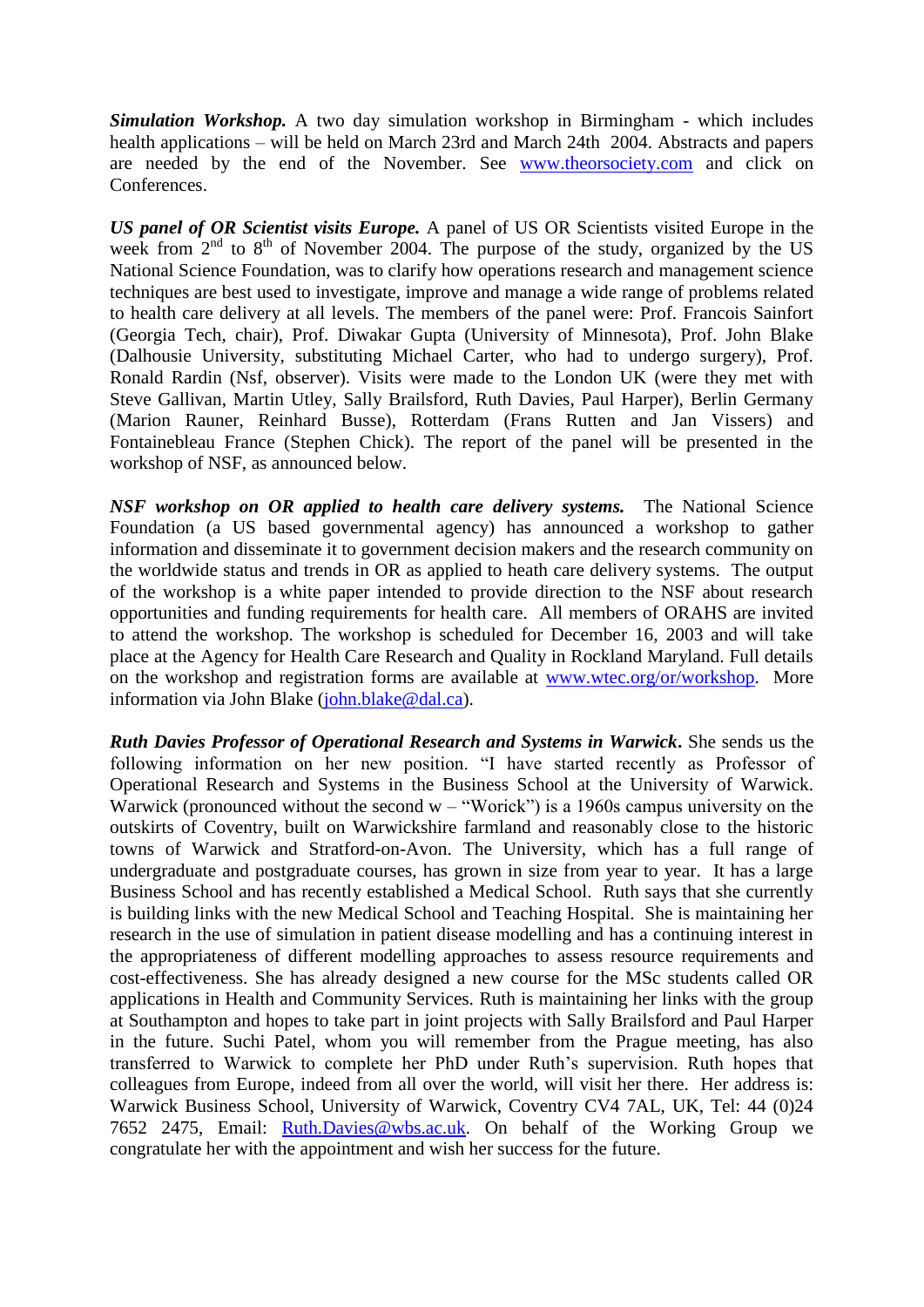***Simulation Workshop.*** A two day simulation workshop in Birmingham - which includes health applications – will be held on March 23rd and March 24th 2004. Abstracts and papers are needed by the end of the November. See www.theorsociety.com and click on Conferences.

***US panel of OR Scientist visits Europe.*** A panel of US OR Scientists visited Europe in the week from 2[nd] to 8[th] of November 2004. The purpose of the study, organized by the US National Science Foundation, was to clarify how operations research and management science techniques are best used to investigate, improve and manage a wide range of problems related to health care delivery at all levels. The members of the panel were: Prof. Francois Sainfort (Georgia Tech, chair), Prof. Diwakar Gupta (University of Minnesota), Prof. John Blake (Dalhousie University, substituting Michael Carter, who had to undergo surgery), Prof. Ronald Rardin (Nsf, observer). Visits were made to the London UK (were they met with Steve Gallivan, Martin Utley, Sally Brailsford, Ruth Davies, Paul Harper), Berlin Germany (Marion Rauner, Reinhard Busse), Rotterdam (Frans Rutten and Jan Vissers) and Fontainebleau France (Stephen Chick). The report of the panel will be presented in the workshop of NSF, as announced below.

***NSF workshop on OR applied to health care delivery systems.*** The National Science Foundation (a US based governmental agency) has announced a workshop to gather information and disseminate it to government decision makers and the research community on the worldwide status and trends in OR as applied to heath care delivery systems. The output of the workshop is a white paper intended to provide direction to the NSF about research opportunities and funding requirements for health care. All members of ORAHS are invited to attend the workshop. The workshop is scheduled for December 16, 2003 and will take place at the Agency for Health Care Research and Quality in Rockland Maryland. Full details on the workshop and registration forms are available at www.wtec.org/or/workshop. More information via John Blake (john.blake@dal.ca).

***Ruth Davies Professor of Operational Research and Systems in Warwick*.** She sends us the following information on her new position. "I have started recently as Professor of Operational Research and Systems in the Business School at the University of Warwick. Warwick (pronounced without the second w – "Worick") is a 1960s campus university on the outskirts of Coventry, built on Warwickshire farmland and reasonably close to the historic towns of Warwick and Stratford-on-Avon. The University, which has a full range of undergraduate and postgraduate courses, has grown in size from year to year. It has a large Business School and has recently established a Medical School. Ruth says that she currently is building links with the new Medical School and Teaching Hospital. She is maintaining her research in the use of simulation in patient disease modelling and has a continuing interest in the appropriateness of different modelling approaches to assess resource requirements and cost-effectiveness. She has already designed a new course for the MSc students called OR applications in Health and Community Services. Ruth is maintaining her links with the group at Southampton and hopes to take part in joint projects with Sally Brailsford and Paul Harper in the future. Suchi Patel, whom you will remember from the Prague meeting, has also transferred to Warwick to complete her PhD under Ruth's supervision. Ruth hopes that colleagues from Europe, indeed from all over the world, will visit her there. Her address is: Warwick Business School, University of Warwick, Coventry CV4 7AL, UK, Tel: 44 (0)24 7652 2475, Email: Ruth.Davies@wbs.ac.uk. On behalf of the Working Group we congratulate her with the appointment and wish her success for the future.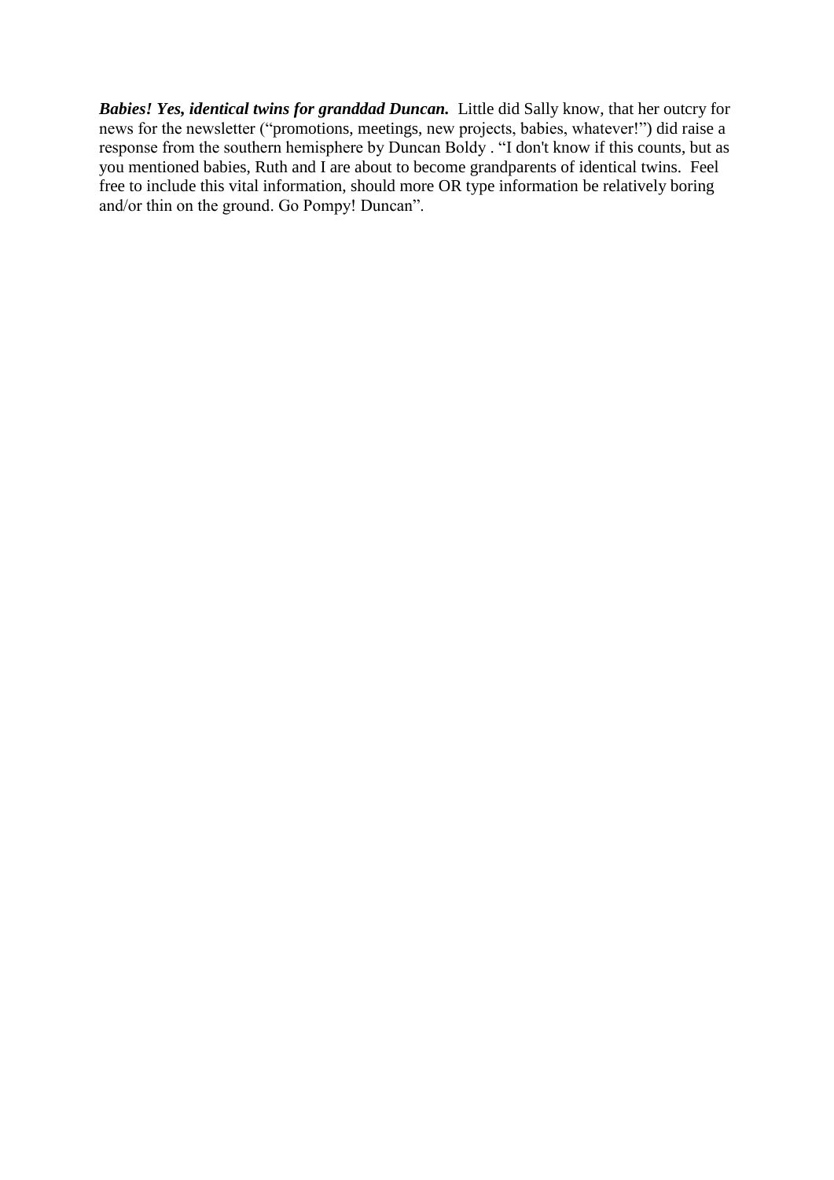***Babies! Yes, identical twins for granddad Duncan.*** Little did Sally know, that her outcry for news for the newsletter ("promotions, meetings, new projects, babies, whatever!") did raise a response from the southern hemisphere by Duncan Boldy . "I don't know if this counts, but as you mentioned babies, Ruth and I are about to become grandparents of identical twins. Feel free to include this vital information, should more OR type information be relatively boring and/or thin on the ground. Go Pompy! Duncan".